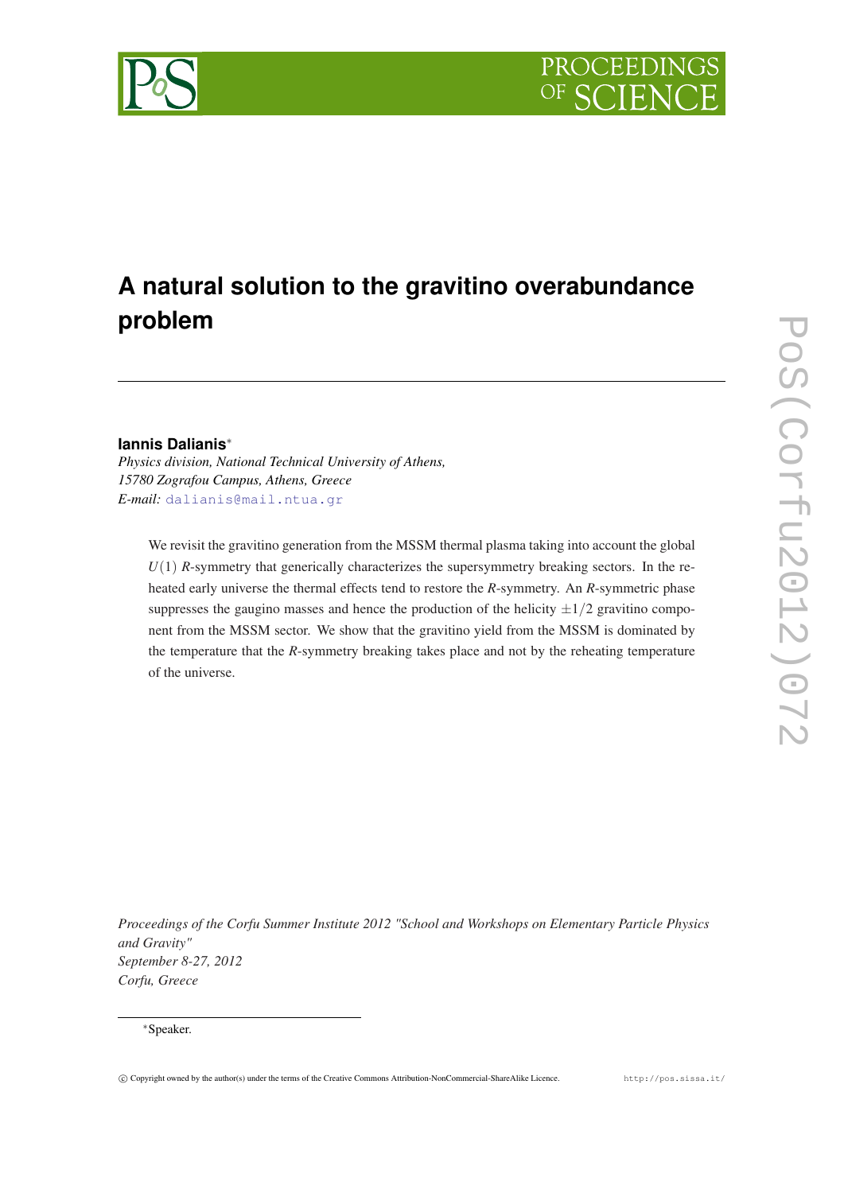# A natural solution to the gravitino overabundance problem

**Iannis Dalianis***

*Physics division, National Technical University of Athens,*
*15780 Zografou Campus, Athens, Greece*
*E-mail:* dalianis@mail.ntua.gr

We revisit the gravitino generation from the MSSM thermal plasma taking into account the global $U(1)$ *R*-symmetry that generically characterizes the supersymmetry breaking sectors. In the reheated early universe the thermal effects tend to restore the *R*-symmetry. An *R*-symmetric phase suppresses the gaugino masses and hence the production of the helicity $\pm 1/2$ gravitino component from the MSSM sector. We show that the gravitino yield from the MSSM is dominated by the temperature that the *R*-symmetry breaking takes place and not by the reheating temperature of the universe.

*Proceedings of the Corfu Summer Institute 2012 "School and Workshops on Elementary Particle Physics and Gravity"*
*September 8-27, 2012*
*Corfu, Greece*

*Speaker.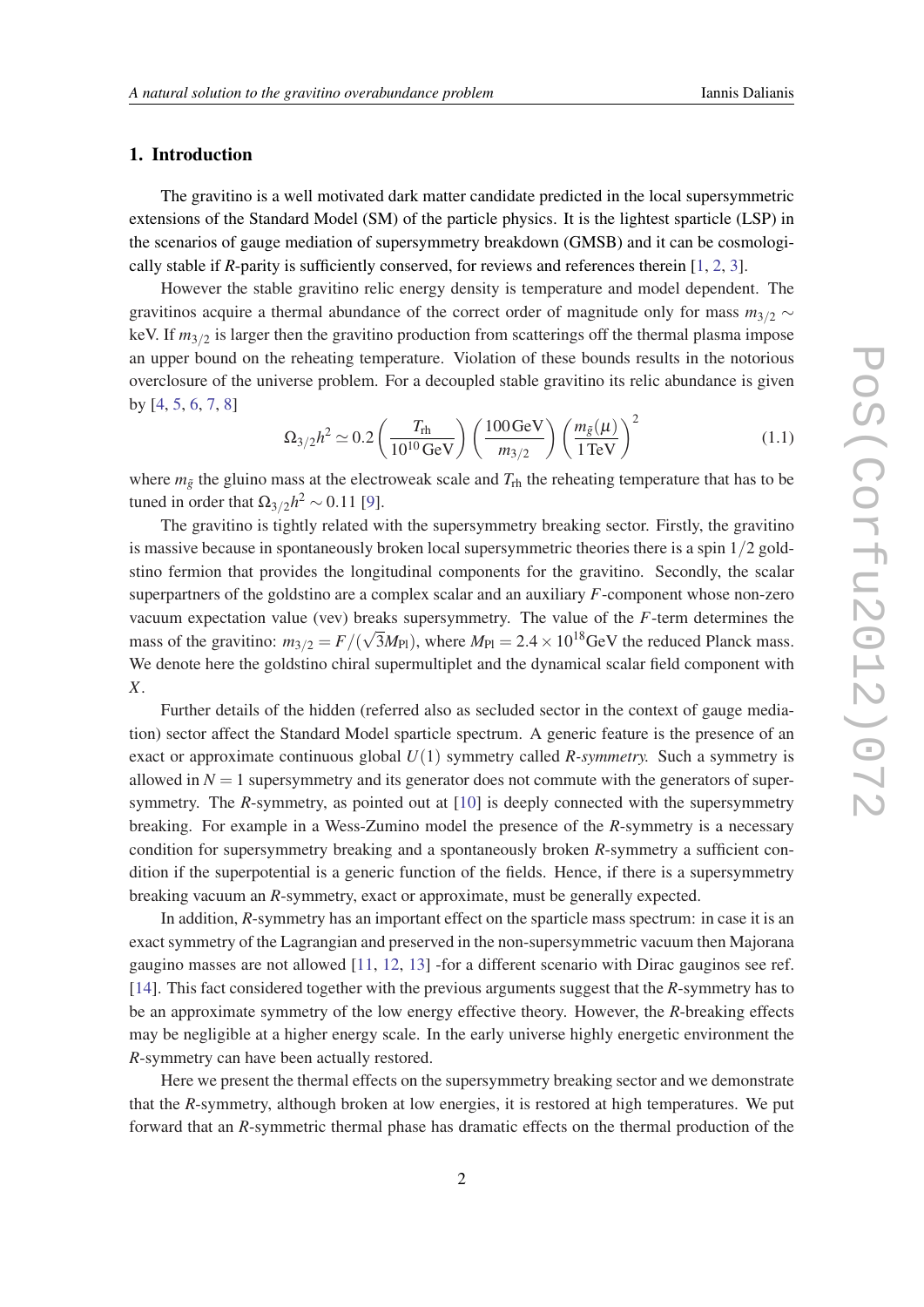## 1. Introduction

The gravitino is a well motivated dark matter candidate predicted in the local supersymmetric extensions of the Standard Model (SM) of the particle physics. It is the lightest sparticle (LSP) in the scenarios of gauge mediation of supersymmetry breakdown (GMSB) and it can be cosmologically stable if *R*-parity is sufficiently conserved, for reviews and references therein [1, 2, 3].

However the stable gravitino relic energy density is temperature and model dependent. The gravitinos acquire a thermal abundance of the correct order of magnitude only for mass $m_{3/2} \sim$ keV. If $m_{3/2}$ is larger then the gravitino production from scatterings off the thermal plasma impose an upper bound on the reheating temperature. Violation of these bounds results in the notorious overclosure of the universe problem. For a decoupled stable gravitino its relic abundance is given by [4, 5, 6, 7, 8]

$$\Omega_{3/2}h^2 \simeq 0.2 \left( \frac{T_{\rm rh}}{10^{10}\,\text{GeV}} \right) \left( \frac{100\,\text{GeV}}{m_{3/2}} \right) \left( \frac{m_{\tilde{g}}(\mu)}{1\,\text{TeV}} \right)^2 \tag{1.1}$$

where $m_{\tilde{g}}$ the gluino mass at the electroweak scale and $T_{\rm rh}$ the reheating temperature that has to be tuned in order that $\Omega_{3/2}h^2 \sim 0.11$ [9].

The gravitino is tightly related with the supersymmetry breaking sector. Firstly, the gravitino is massive because in spontaneously broken local supersymmetric theories there is a spin $1/2$ goldstino fermion that provides the longitudinal components for the gravitino. Secondly, the scalar superpartners of the goldstino are a complex scalar and an auxiliary $F$-component whose non-zero vacuum expectation value (vev) breaks supersymmetry. The value of the $F$-term determines the mass of the gravitino: $m_{3/2} = F/(\sqrt{3}M_{\rm Pl})$, where $M_{\rm Pl} = 2.4 \times 10^{18}$GeV the reduced Planck mass. We denote here the goldstino chiral supermultiplet and the dynamical scalar field component with $X$.

Further details of the hidden (referred also as secluded sector in the context of gauge mediation) sector affect the Standard Model sparticle spectrum. A generic feature is the presence of an exact or approximate continuous global $U(1)$ symmetry called *R-symmetry.* Such a symmetry is allowed in $N = 1$ supersymmetry and its generator does not commute with the generators of supersymmetry. The *R*-symmetry, as pointed out at [10] is deeply connected with the supersymmetry breaking. For example in a Wess-Zumino model the presence of the *R*-symmetry is a necessary condition for supersymmetry breaking and a spontaneously broken *R*-symmetry a sufficient condition if the superpotential is a generic function of the fields. Hence, if there is a supersymmetry breaking vacuum an *R*-symmetry, exact or approximate, must be generally expected.

In addition, *R*-symmetry has an important effect on the sparticle mass spectrum: in case it is an exact symmetry of the Lagrangian and preserved in the non-supersymmetric vacuum then Majorana gaugino masses are not allowed [11, 12, 13] -for a different scenario with Dirac gauginos see ref. [14]. This fact considered together with the previous arguments suggest that the *R*-symmetry has to be an approximate symmetry of the low energy effective theory. However, the *R*-breaking effects may be negligible at a higher energy scale. In the early universe highly energetic environment the *R*-symmetry can have been actually restored.

Here we present the thermal effects on the supersymmetry breaking sector and we demonstrate that the *R*-symmetry, although broken at low energies, it is restored at high temperatures. We put forward that an *R*-symmetric thermal phase has dramatic effects on the thermal production of the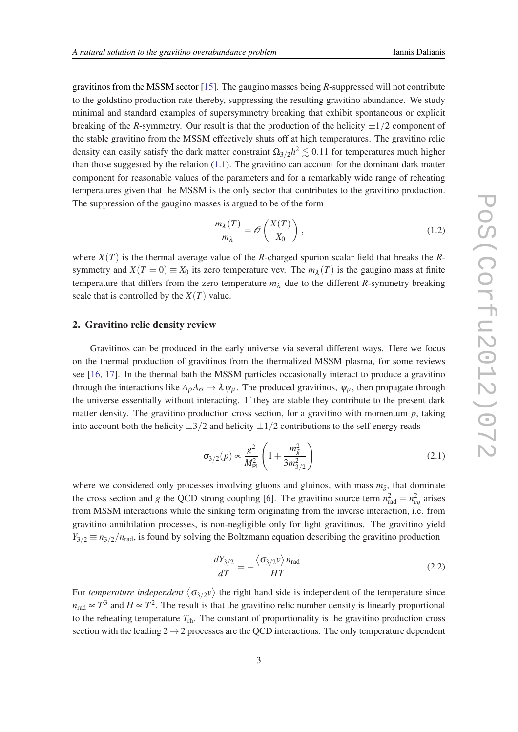gravitinos from the MSSM sector [15]. The gaugino masses being $R$-suppressed will not contribute to the goldstino production rate thereby, suppressing the resulting gravitino abundance. We study minimal and standard examples of supersymmetry breaking that exhibit spontaneous or explicit breaking of the $R$-symmetry. Our result is that the production of the helicity $\pm 1/2$ component of the stable gravitino from the MSSM effectively shuts off at high temperatures. The gravitino relic density can easily satisfy the dark matter constraint $\Omega_{3/2}h^2 \lesssim 0.11$ for temperatures much higher than those suggested by the relation (1.1). The gravitino can account for the dominant dark matter component for reasonable values of the parameters and for a remarkably wide range of reheating temperatures given that the MSSM is the only sector that contributes to the gravitino production. The suppression of the gaugino masses is argued to be of the form

$$\frac{m_\lambda(T)}{m_\lambda} = \mathscr{O}\left(\frac{X(T)}{X_0}\right), \tag{1.2}$$

where $X(T)$ is the thermal average value of the $R$-charged spurion scalar field that breaks the $R$-symmetry and $X(T=0) \equiv X_0$ its zero temperature vev. The $m_\lambda(T)$ is the gaugino mass at finite temperature that differs from the zero temperature $m_\lambda$ due to the different $R$-symmetry breaking scale that is controlled by the $X(T)$ value.

## 2. Gravitino relic density review

Gravitinos can be produced in the early universe via several different ways. Here we focus on the thermal production of gravitinos from the thermalized MSSM plasma, for some reviews see [16, 17]. In the thermal bath the MSSM particles occasionally interact to produce a gravitino through the interactions like $A_\rho A_\sigma \to \lambda\,\psi_\mu$. The produced gravitinos, $\psi_\mu$, then propagate through the universe essentially without interacting. If they are stable they contribute to the present dark matter density. The gravitino production cross section, for a gravitino with momentum $p$, taking into account both the helicity $\pm 3/2$ and helicity $\pm 1/2$ contributions to the self energy reads

$$\sigma_{3/2}(p) \propto \frac{g^2}{M_{\rm Pl}^2}\left(1 + \frac{m_{\tilde{g}}^2}{3m_{3/2}^2}\right) \tag{2.1}$$

where we considered only processes involving gluons and gluinos, with mass $m_{\tilde{g}}$, that dominate the cross section and $g$ the QCD strong coupling [6]. The gravitino source term $n_{\rm rad}^2 = n_{eq}^2$ arises from MSSM interactions while the sinking term originating from the inverse interaction, i.e. from gravitino annihilation processes, is non-negligible only for light gravitinos. The gravitino yield $Y_{3/2} \equiv n_{3/2}/n_{\rm rad}$, is found by solving the Boltzmann equation describing the gravitino production

$$\frac{dY_{3/2}}{dT} = -\frac{\langle \sigma_{3/2} v\rangle\, n_{\rm rad}}{HT}. \tag{2.2}$$

For *temperature independent* $\langle \sigma_{3/2} v\rangle$ the right hand side is independent of the temperature since $n_{\rm rad} \propto T^3$ and $H \propto T^2$. The result is that the gravitino relic number density is linearly proportional to the reheating temperature $T_{\rm rh}$. The constant of proportionality is the gravitino production cross section with the leading $2 \to 2$ processes are the QCD interactions. The only temperature dependent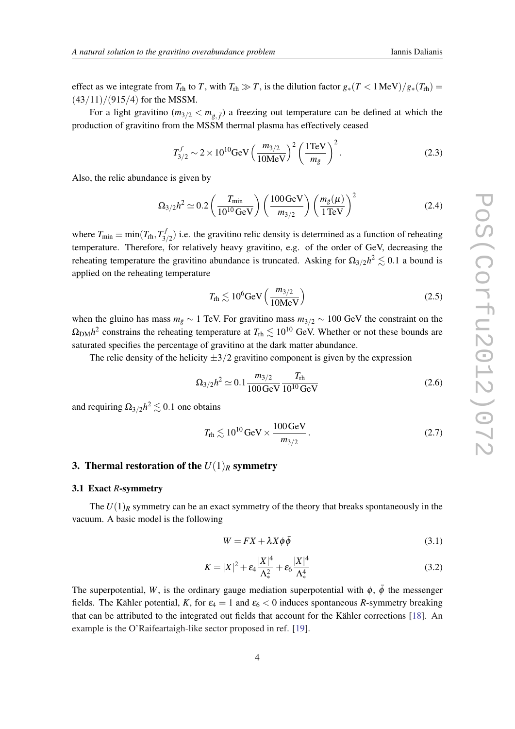effect as we integrate from $T_{\rm rh}$ to $T$, with $T_{\rm rh} \gg T$, is the dilution factor $g_*(T < 1\,{\rm MeV})/g_*(T_{\rm rh}) = (43/11)/(915/4)$ for the MSSM.

For a light gravitino ($m_{3/2} < m_{\tilde{g},\tilde{f}}$) a freezing out temperature can be defined at which the production of gravitino from the MSSM thermal plasma has effectively ceased

$$T^f_{3/2} \sim 2 \times 10^{10}{\rm GeV} \left( \frac{m_{3/2}}{10{\rm MeV}} \right)^2 \left( \frac{1{\rm TeV}}{m_{\tilde{g}}} \right)^2 . \tag{2.3}$$

Also, the relic abundance is given by

$$\Omega_{3/2} h^2 \simeq 0.2 \left( \frac{T_{\rm min}}{10^{10}\,{\rm GeV}} \right) \left( \frac{100\,{\rm GeV}}{m_{3/2}} \right) \left( \frac{m_{\tilde{g}}(\mu)}{1\,{\rm TeV}} \right)^2 \tag{2.4}$$

where $T_{\rm min} \equiv \min(T_{\rm rh}, T^f_{3/2})$ i.e. the gravitino relic density is determined as a function of reheating temperature. Therefore, for relatively heavy gravitino, e.g. of the order of GeV, decreasing the reheating temperature the gravitino abundance is truncated. Asking for $\Omega_{3/2} h^2 \lesssim 0.1$ a bound is applied on the reheating temperature

$$T_{\rm rh} \lesssim 10^6{\rm GeV} \left( \frac{m_{3/2}}{10{\rm MeV}} \right) \tag{2.5}$$

when the gluino has mass $m_{\tilde{g}} \sim 1$ TeV. For gravitino mass $m_{3/2} \sim 100$ GeV the constraint on the $\Omega_{\rm DM} h^2$ constrains the reheating temperature at $T_{\rm rh} \lesssim 10^{10}$ GeV. Whether or not these bounds are saturated specifies the percentage of gravitino at the dark matter abundance.

The relic density of the helicity $\pm 3/2$ gravitino component is given by the expression

$$\Omega_{3/2} h^2 \simeq 0.1 \frac{m_{3/2}}{100\,{\rm GeV}} \frac{T_{\rm rh}}{10^{10}\,{\rm GeV}} \tag{2.6}$$

and requiring $\Omega_{3/2} h^2 \lesssim 0.1$ one obtains

$$T_{\rm rh} \lesssim 10^{10}\,{\rm GeV} \times \frac{100\,{\rm GeV}}{m_{3/2}} . \tag{2.7}$$

## 3. Thermal restoration of the $U(1)_R$ symmetry

### 3.1 Exact *R*-symmetry

The $U(1)_R$ symmetry can be an exact symmetry of the theory that breaks spontaneously in the vacuum. A basic model is the following

$$W = FX + \lambda X \phi \bar{\phi} \tag{3.1}$$

$$K = |X|^2 + \varepsilon_4 \frac{|X|^4}{\Lambda_*^2} + \varepsilon_6 \frac{|X|^4}{\Lambda_*^4} \tag{3.2}$$

The superpotential, $W$, is the ordinary gauge mediation superpotential with $\phi$, $\bar{\phi}$ the messenger fields. The Kähler potential, $K$, for $\varepsilon_4 = 1$ and $\varepsilon_6 < 0$ induces spontaneous *R*-symmetry breaking that can be attributed to the integrated out fields that account for the Kähler corrections [18]. An example is the O'Raifeartaigh-like sector proposed in ref. [19].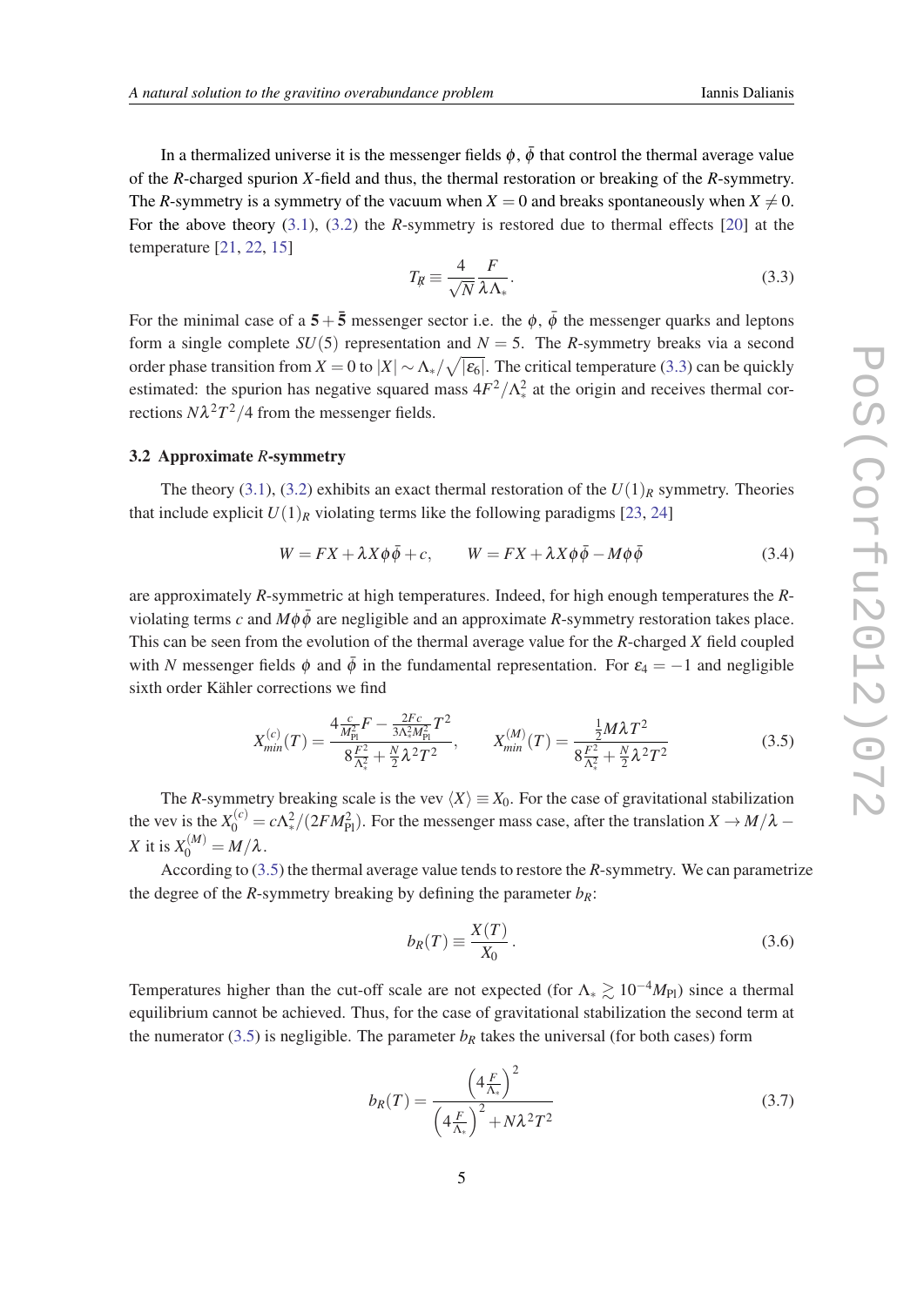In a thermalized universe it is the messenger fields $\phi$, $\bar{\phi}$ that control the thermal average value of the $R$-charged spurion $X$-field and thus, the thermal restoration or breaking of the $R$-symmetry. The $R$-symmetry is a symmetry of the vacuum when $X = 0$ and breaks spontaneously when $X \neq 0$. For the above theory (3.1), (3.2) the $R$-symmetry is restored due to thermal effects [20] at the temperature [21, 22, 15]

$$T_{R\!\!\!/} \equiv \frac{4}{\sqrt{N}} \frac{F}{\lambda \Lambda_*}. \tag{3.3}$$

For the minimal case of a $\mathbf{5} + \bar{\mathbf{5}}$ messenger sector i.e. the $\phi$, $\bar{\phi}$ the messenger quarks and leptons form a single complete $SU(5)$ representation and $N = 5$. The $R$-symmetry breaks via a second order phase transition from $X = 0$ to $|X| \sim \Lambda_*/\sqrt{|\varepsilon_6|}$. The critical temperature (3.3) can be quickly estimated: the spurion has negative squared mass $4F^2/\Lambda_*^2$ at the origin and receives thermal corrections $N\lambda^2 T^2/4$ from the messenger fields.

### 3.2 Approximate $R$-symmetry

The theory (3.1), (3.2) exhibits an exact thermal restoration of the $U(1)_R$ symmetry. Theories that include explicit $U(1)_R$ violating terms like the following paradigms [23, 24]

$$W = FX + \lambda X \phi \bar{\phi} + c, \qquad W = FX + \lambda X \phi \bar{\phi} - M \phi \bar{\phi} \tag{3.4}$$

are approximately $R$-symmetric at high temperatures. Indeed, for high enough temperatures the $R$-violating terms $c$ and $M\phi\bar{\phi}$ are negligible and an approximate $R$-symmetry restoration takes place. This can be seen from the evolution of the thermal average value for the $R$-charged $X$ field coupled with $N$ messenger fields $\phi$ and $\bar{\phi}$ in the fundamental representation. For $\varepsilon_4 = -1$ and negligible sixth order Kähler corrections we find

$$X^{(c)}_{min}(T) = \frac{4\frac{c}{M_{\rm Pl}^2}F - \frac{2Fc}{3\Lambda_*^2 M_{\rm Pl}^2}T^2}{8\frac{F^2}{\Lambda_*^2} + \frac{N}{2}\lambda^2 T^2}, \qquad X^{(M)}_{min}(T) = \frac{\frac{1}{2}M\lambda T^2}{8\frac{F^2}{\Lambda_*^2} + \frac{N}{2}\lambda^2 T^2} \tag{3.5}$$

The $R$-symmetry breaking scale is the vev $\langle X \rangle \equiv X_0$. For the case of gravitational stabilization the vev is the $X^{(c)}_0 = c\Lambda_*^2/(2FM_{\rm Pl}^2)$. For the messenger mass case, after the translation $X \to M/\lambda - X$ it is $X^{(M)}_0 = M/\lambda$.

According to (3.5) the thermal average value tends to restore the $R$-symmetry. We can parametrize the degree of the $R$-symmetry breaking by defining the parameter $b_R$:

$$b_R(T) \equiv \frac{X(T)}{X_0}\,. \tag{3.6}$$

Temperatures higher than the cut-off scale are not expected (for $\Lambda_* \gtrsim 10^{-4} M_{\rm Pl}$) since a thermal equilibrium cannot be achieved. Thus, for the case of gravitational stabilization the second term at the numerator (3.5) is negligible. The parameter $b_R$ takes the universal (for both cases) form

$$b_R(T) = \frac{\left(4\frac{F}{\Lambda_*}\right)^2}{\left(4\frac{F}{\Lambda_*}\right)^2 + N\lambda^2 T^2} \tag{3.7}$$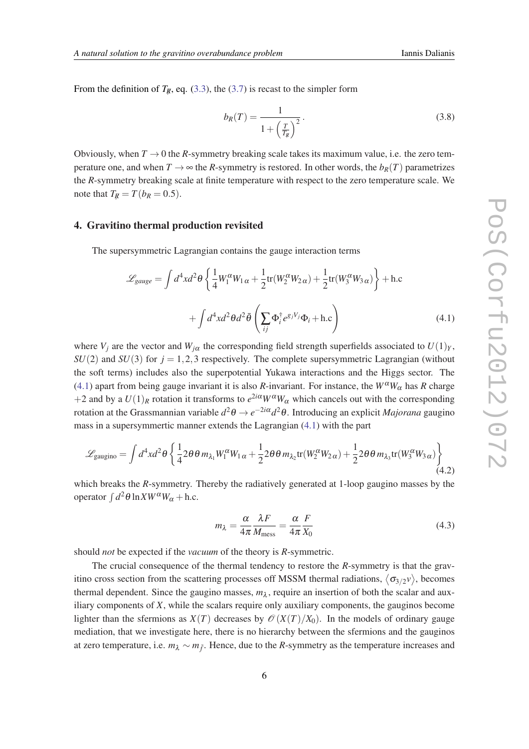From the definition of $T_{\not R}$, eq. (3.3), the (3.7) is recast to the simpler form

$$b_R(T) = \frac{1}{1+\left(\frac{T}{T_{\not R}}\right)^2}\,. \tag{3.8}$$

Obviously, when $T \to 0$ the *R*-symmetry breaking scale takes its maximum value, i.e. the zero temperature one, and when $T \to \infty$ the *R*-symmetry is restored. In other words, the $b_R(T)$ parametrizes the *R*-symmetry breaking scale at finite temperature with respect to the zero temperature scale. We note that $T_{\not R} = T(b_R = 0.5)$.

## 4. Gravitino thermal production revisited

The supersymmetric Lagrangian contains the gauge interaction terms

$$\mathscr{L}_{gauge} = \int d^4x d^2\theta \left\{ \frac{1}{4} W_1^\alpha W_{1\,\alpha} + \frac{1}{2}\mathrm{tr}(W_2^\alpha W_{2\,\alpha}) + \frac{1}{2}\mathrm{tr}(W_3^\alpha W_{3\,\alpha}) \right\} + \text{h.c}$$
$$+ \int d^4x d^2\theta d^2\bar{\theta} \left( \sum_{ij} \Phi_i^\dagger e^{g_j V_j} \Phi_i + \text{h.c} \right) \tag{4.1}$$

where $V_j$ are the vector and $W_{j\alpha}$ the corresponding field strength superfields associated to $U(1)_Y$, $SU(2)$ and $SU(3)$ for $j = 1,2,3$ respectively. The complete supersymmetric Lagrangian (without the soft terms) includes also the superpotential Yukawa interactions and the Higgs sector. The (4.1) apart from being gauge invariant it is also *R*-invariant. For instance, the $W^\alpha W_\alpha$ has *R* charge $+2$ and by a $U(1)_R$ rotation it transforms to $e^{2i\alpha} W^\alpha W_\alpha$ which cancels out with the corresponding rotation at the Grassmannian variable $d^2\theta \to e^{-2i\alpha} d^2\theta$. Introducing an explicit *Majorana* gaugino mass in a supersymmertic manner extends the Lagrangian (4.1) with the part

$$\mathscr{L}_{\text{gaugino}} = \int d^4x d^2\theta \left\{ \frac{1}{4} 2\theta\theta\, m_{\lambda_1} W_1^\alpha W_{1\,\alpha} + \frac{1}{2} 2\theta\theta\, m_{\lambda_2} \mathrm{tr}(W_2^\alpha W_{2\,\alpha}) + \frac{1}{2} 2\theta\theta\, m_{\lambda_3} \mathrm{tr}(W_3^\alpha W_{3\,\alpha}) \right\} \tag{4.2}$$

which breaks the *R*-symmetry. Thereby the radiatively generated at 1-loop gaugino masses by the operator $\int d^2\theta \ln X W^\alpha W_\alpha + \text{h.c.}$

$$m_\lambda = \frac{\alpha}{4\pi} \frac{\lambda F}{M_{\text{mess}}} = \frac{\alpha}{4\pi} \frac{F}{X_0} \tag{4.3}$$

should *not* be expected if the *vacuum* of the theory is *R*-symmetric.

The crucial consequence of the thermal tendency to restore the *R*-symmetry is that the gravitino cross section from the scattering processes off MSSM thermal radiations, $\langle \sigma_{3/2} v \rangle$, becomes thermal dependent. Since the gaugino masses, $m_\lambda$, require an insertion of both the scalar and auxiliary components of $X$, while the scalars require only auxiliary components, the gauginos become lighter than the sfermions as $X(T)$ decreases by $\mathscr{O}(X(T)/X_0)$. In the models of ordinary gauge mediation, that we investigate here, there is no hierarchy between the sfermions and the gauginos at zero temperature, i.e. $m_\lambda \sim m_{\tilde{f}}$. Hence, due to the *R*-symmetry as the temperature increases and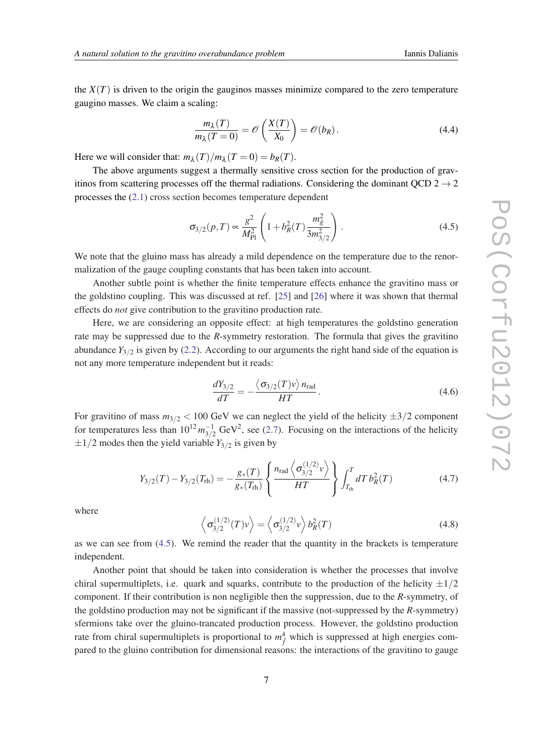the $X(T)$ is driven to the origin the gauginos masses minimize compared to the zero temperature gaugino masses. We claim a scaling:

$$\frac{m_\lambda(T)}{m_\lambda(T=0)} = \mathscr{O}\left(\frac{X(T)}{X_0}\right) = \mathscr{O}(b_R)\,. \tag{4.4}$$

Here we will consider that: $m_\lambda(T)/m_\lambda(T=0) = b_R(T)$.

The above arguments suggest a thermally sensitive cross section for the production of gravitinos from scattering processes off the thermal radiations. Considering the dominant QCD $2 \to 2$ processes the (2.1) cross section becomes temperature dependent

$$\sigma_{3/2}(p,T) \propto \frac{g^2}{M_{\rm Pl}^2}\left(1 + b_R^2(T)\frac{m_{\tilde g}^2}{3m_{3/2}^2}\right). \tag{4.5}$$

We note that the gluino mass has already a mild dependence on the temperature due to the renormalization of the gauge coupling constants that has been taken into account.

Another subtle point is whether the finite temperature effects enhance the gravitino mass or the goldstino coupling. This was discussed at ref. [25] and [26] where it was shown that thermal effects do *not* give contribution to the gravitino production rate.

Here, we are considering an opposite effect: at high temperatures the goldstino generation rate may be suppressed due to the *R*-symmetry restoration. The formula that gives the gravitino abundance $Y_{3/2}$ is given by (2.2). According to our arguments the right hand side of the equation is not any more temperature independent but it reads:

$$\frac{dY_{3/2}}{dT} = -\frac{\left\langle \sigma_{3/2}(T)v\right\rangle n_{\rm rad}}{HT}\,. \tag{4.6}$$

For gravitino of mass $m_{3/2} < 100$ GeV we can neglect the yield of the helicity $\pm 3/2$ component for temperatures less than $10^{12}\, m_{3/2}^{-1}$ GeV$^2$, see (2.7). Focusing on the interactions of the helicity $\pm 1/2$ modes then the yield variable $Y_{3/2}$ is given by

$$Y_{3/2}(T) - Y_{3/2}(T_{\rm rh}) = -\frac{g_*(T)}{g_*(T_{\rm rh})}\left\{\frac{n_{\rm rad}\left\langle \sigma_{3/2}^{(1/2)}v\right\rangle}{HT}\right\}\int_{T_{\rm rh}}^{T} dT\, b_R^2(T) \tag{4.7}$$

where

$$\left\langle \sigma_{3/2}^{(1/2)}(T)v\right\rangle = \left\langle \sigma_{3/2}^{(1/2)}v\right\rangle b_R^2(T) \tag{4.8}$$

as we can see from (4.5). We remind the reader that the quantity in the brackets is temperature independent.

Another point that should be taken into consideration is whether the processes that involve chiral supermultiplets, i.e. quark and squarks, contribute to the production of the helicity $\pm 1/2$ component. If their contribution is non negligible then the suppression, due to the *R*-symmetry, of the goldstino production may not be significant if the massive (not-suppressed by the *R*-symmetry) sfermions take over the gluino-trancated production process. However, the goldstino production rate from chiral supermultiplets is proportional to $m_{\tilde f}^4$ which is suppressed at high energies compared to the gluino contribution for dimensional reasons: the interactions of the gravitino to gauge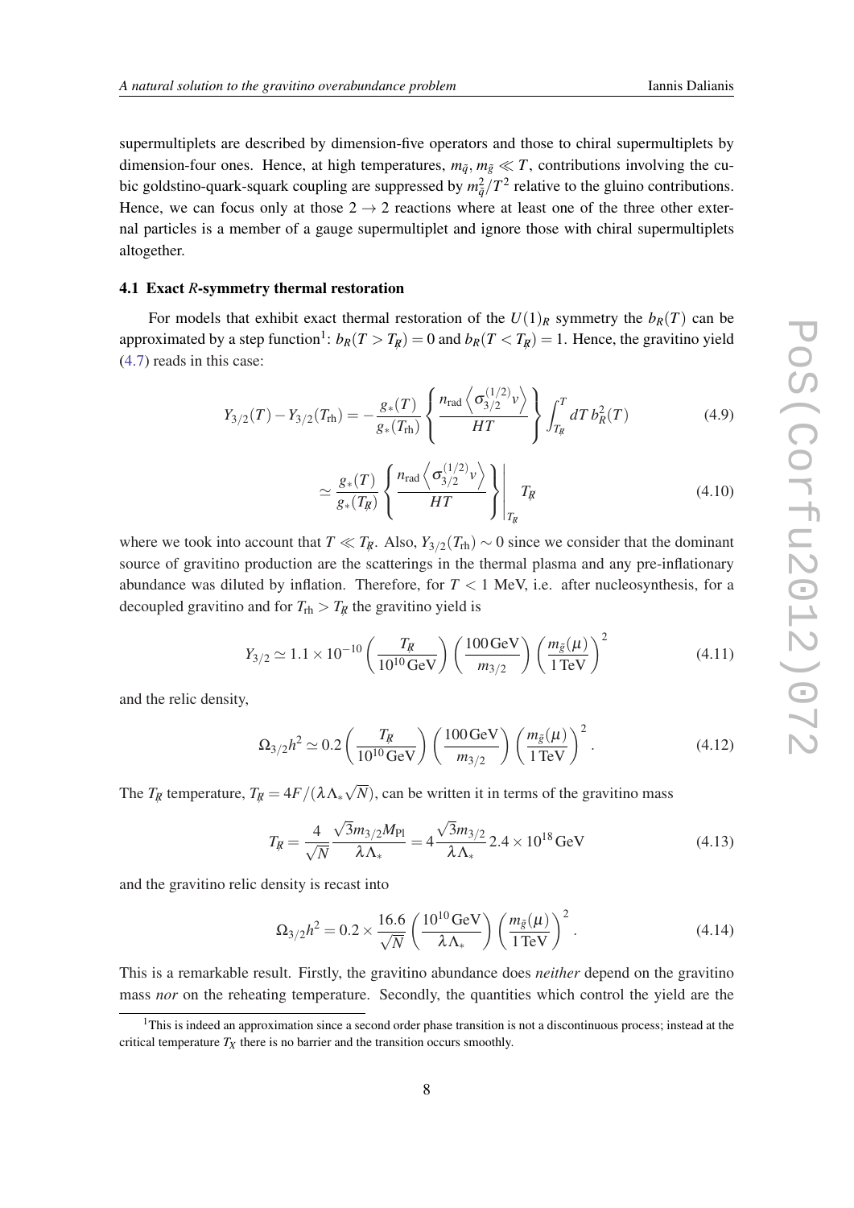supermultiplets are described by dimension-five operators and those to chiral supermultiplets by dimension-four ones. Hence, at high temperatures, $m_{\tilde{q}}, m_{\tilde{g}} \ll T$, contributions involving the cubic goldstino-quark-squark coupling are suppressed by $m_{\tilde{q}}^2/T^2$ relative to the gluino contributions. Hence, we can focus only at those $2 \to 2$ reactions where at least one of the three other external particles is a member of a gauge supermultiplet and ignore those with chiral supermultiplets altogether.

### 4.1 Exact *R*-symmetry thermal restoration

For models that exhibit exact thermal restoration of the $U(1)_R$ symmetry the $b_R(T)$ can be approximated by a step function[1]: $b_R(T > T_{\not{R}}) = 0$ and $b_R(T < T_{\not{R}}) = 1$. Hence, the gravitino yield (4.7) reads in this case:

$$Y_{3/2}(T) - Y_{3/2}(T_{\rm rh}) = -\frac{g_*(T)}{g_*(T_{\rm rh})} \left\{ \frac{n_{\rm rad} \left\langle \sigma_{3/2}^{(1/2)} v \right\rangle}{HT} \right\} \int_{T_{\not{R}}}^{T} dT \, b_R^2(T) \tag{4.9}$$

$$\simeq \frac{g_*(T)}{g_*(T_{\not{R}})} \left\{ \frac{n_{\rm rad} \left\langle \sigma_{3/2}^{(1/2)} v \right\rangle}{HT} \right\} \Bigg|_{T_{\not{R}}} T_{\not{R}} \tag{4.10}$$

where we took into account that $T \ll T_{\not{R}}$. Also, $Y_{3/2}(T_{\rm rh}) \sim 0$ since we consider that the dominant source of gravitino production are the scatterings in the thermal plasma and any pre-inflationary abundance was diluted by inflation. Therefore, for $T < 1$ MeV, i.e. after nucleosynthesis, for a decoupled gravitino and for $T_{\rm rh} > T_{\not{R}}$ the gravitino yield is

$$Y_{3/2} \simeq 1.1 \times 10^{-10} \left( \frac{T_{\not{R}}}{10^{10}\,\text{GeV}} \right) \left( \frac{100\,\text{GeV}}{m_{3/2}} \right) \left( \frac{m_{\tilde{g}}(\mu)}{1\,\text{TeV}} \right)^2 \tag{4.11}$$

and the relic density,

$$\Omega_{3/2} h^2 \simeq 0.2 \left( \frac{T_{\not{R}}}{10^{10}\,\text{GeV}} \right) \left( \frac{100\,\text{GeV}}{m_{3/2}} \right) \left( \frac{m_{\tilde{g}}(\mu)}{1\,\text{TeV}} \right)^2 . \tag{4.12}$$

The $T_{\not{R}}$ temperature, $T_{\not{R}} = 4F/(\lambda \Lambda_* \sqrt{N})$, can be written it in terms of the gravitino mass

$$T_{\not{R}} = \frac{4}{\sqrt{N}} \frac{\sqrt{3} m_{3/2} M_{\rm Pl}}{\lambda \Lambda_*} = 4 \frac{\sqrt{3} m_{3/2}}{\lambda \Lambda_*} 2.4 \times 10^{18}\,\text{GeV} \tag{4.13}$$

and the gravitino relic density is recast into

$$\Omega_{3/2} h^2 = 0.2 \times \frac{16.6}{\sqrt{N}} \left( \frac{10^{10}\,\text{GeV}}{\lambda \Lambda_*} \right) \left( \frac{m_{\tilde{g}}(\mu)}{1\,\text{TeV}} \right)^2 . \tag{4.14}$$

This is a remarkable result. Firstly, the gravitino abundance does *neither* depend on the gravitino mass *nor* on the reheating temperature. Secondly, the quantities which control the yield are the

[1] This is indeed an approximation since a second order phase transition is not a discontinuous process; instead at the critical temperature $T_X$ there is no barrier and the transition occurs smoothly.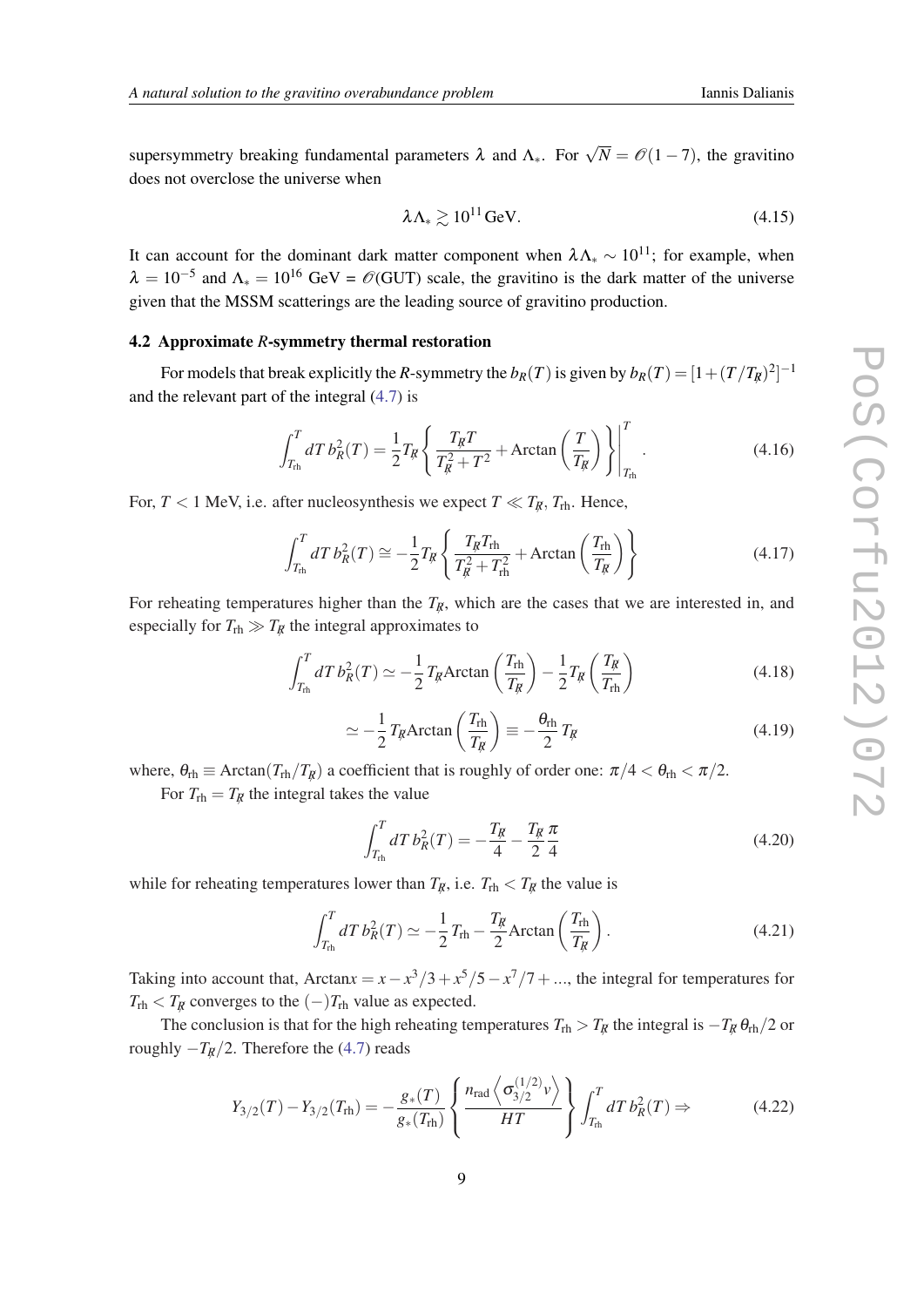supersymmetry breaking fundamental parameters $\lambda$ and $\Lambda_*$. For $\sqrt{N} = \mathscr{O}(1-7)$, the gravitino does not overclose the universe when

$$\lambda \Lambda_* \gtrsim 10^{11}\,\text{GeV}. \tag{4.15}$$

It can account for the dominant dark matter component when $\lambda\Lambda_* \sim 10^{11}$; for example, when $\lambda = 10^{-5}$ and $\Lambda_* = 10^{16}$ GeV = $\mathscr{O}$(GUT) scale, the gravitino is the dark matter of the universe given that the MSSM scatterings are the leading source of gravitino production.

### 4.2 Approximate *R*-symmetry thermal restoration

For models that break explicitly the *R*-symmetry the $b_R(T)$ is given by $b_R(T) = [1+(T/T_{\not R})^2]^{-1}$ and the relevant part of the integral (4.7) is

$$\int_{T_{\rm rh}}^{T} dT\, b_R^2(T) = \frac{1}{2} T_{\not R} \left\{ \frac{T_{\not R} T}{T_{\not R}^2 + T^2} + \text{Arctan}\left(\frac{T}{T_{\not R}}\right) \right\} \Bigg|_{T_{\rm rh}}^{T}. \tag{4.16}$$

For, $T < 1$ MeV, i.e. after nucleosynthesis we expect $T \ll T_{\not R}, T_{\rm rh}$. Hence,

$$\int_{T_{\rm rh}}^{T} dT\, b_R^2(T) \cong -\frac{1}{2} T_{\not R} \left\{ \frac{T_{\not R} T_{\rm rh}}{T_{\not R}^2 + T_{\rm rh}^2} + \text{Arctan}\left(\frac{T_{\rm rh}}{T_{\not R}}\right) \right\} \tag{4.17}$$

For reheating temperatures higher than the $T_{\not R}$, which are the cases that we are interested in, and especially for $T_{\rm rh} \gg T_{\not R}$ the integral approximates to

$$\int_{T_{\rm rh}}^{T} dT\, b_R^2(T) \simeq -\frac{1}{2} T_{\not R} \text{Arctan}\left(\frac{T_{\rm rh}}{T_{\not R}}\right) - \frac{1}{2} T_{\not R} \left(\frac{T_{\not R}}{T_{\rm rh}}\right) \tag{4.18}$$

$$\simeq -\frac{1}{2} T_{\not R} \text{Arctan}\left(\frac{T_{\rm rh}}{T_{\not R}}\right) \equiv -\frac{\theta_{\rm rh}}{2} T_{\not R} \tag{4.19}$$

where, $\theta_{\rm rh} \equiv \text{Arctan}(T_{\rm rh}/T_{\not R})$ a coefficient that is roughly of order one: $\pi/4 < \theta_{\rm rh} < \pi/2$.

For $T_{\rm rh} = T_{\not R}$ the integral takes the value

$$\int_{T_{\rm rh}}^{T} dT\, b_R^2(T) = -\frac{T_{\not R}}{4} - \frac{T_{\not R}}{2}\frac{\pi}{4} \tag{4.20}$$

while for reheating temperatures lower than $T_{\not R}$, i.e. $T_{\rm rh} < T_{\not R}$ the value is

$$\int_{T_{\rm rh}}^{T} dT\, b_R^2(T) \simeq -\frac{1}{2} T_{\rm rh} - \frac{T_{\not R}}{2} \text{Arctan}\left(\frac{T_{\rm rh}}{T_{\not R}}\right). \tag{4.21}$$

Taking into account that, $\text{Arctan}x = x - x^3/3 + x^5/5 - x^7/7 + ...$, the integral for temperatures for $T_{\rm rh} < T_{\not R}$ converges to the $(-)T_{\rm rh}$ value as expected.

The conclusion is that for the high reheating temperatures $T_{\rm rh} > T_{\not R}$ the integral is $-T_{\not R}\,\theta_{\rm rh}/2$ or roughly $-T_{\not R}/2$. Therefore the (4.7) reads

$$Y_{3/2}(T) - Y_{3/2}(T_{\rm rh}) = -\frac{g_*(T)}{g_*(T_{\rm rh})} \left\{ \frac{n_{\rm rad} \left\langle \sigma_{3/2}^{(1/2)} v \right\rangle}{HT} \right\} \int_{T_{\rm rh}}^{T} dT\, b_R^2(T) \Rightarrow \tag{4.22}$$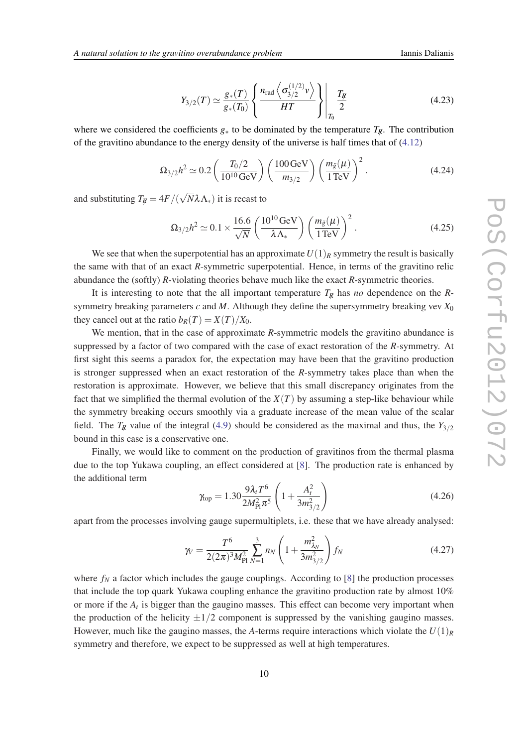$$
Y_{3/2}(T) \simeq \frac{g_*(T)}{g_*(T_0)} \left\{ \frac{n_{\rm rad} \left\langle \sigma_{3/2}^{(1/2)} v \right\rangle}{HT} \right\} \Bigg|_{T_0} \frac{T_{\not R}}{2} \tag{4.23}
$$

where we considered the coefficients $g_*$ to be dominated by the temperature $T_{\not R}$. The contribution of the gravitino abundance to the energy density of the universe is half times that of (4.12)

$$
\Omega_{3/2} h^2 \simeq 0.2 \left( \frac{T_0/2}{10^{10}\,\text{GeV}} \right) \left( \frac{100\,\text{GeV}}{m_{3/2}} \right) \left( \frac{m_{\tilde{g}}(\mu)}{1\,\text{TeV}} \right)^2 . \tag{4.24}
$$

and substituting $T_{\not R} = 4F/(\sqrt{N}\lambda\Lambda_*)$ it is recast to

$$
\Omega_{3/2} h^2 \simeq 0.1 \times \frac{16.6}{\sqrt{N}} \left( \frac{10^{10}\,\text{GeV}}{\lambda\Lambda_*} \right) \left( \frac{m_{\tilde{g}}(\mu)}{1\,\text{TeV}} \right)^2 . \tag{4.25}
$$

We see that when the superpotential has an approximate $U(1)_R$ symmetry the result is basically the same with that of an exact $R$-symmetric superpotential. Hence, in terms of the gravitino relic abundance the (softly) $R$-violating theories behave much like the exact $R$-symmetric theories.

It is interesting to note that the all important temperature $T_{\not R}$ has *no* dependence on the $R$-symmetry breaking parameters $c$ and $M$. Although they define the supersymmetry breaking vev $X_0$ they cancel out at the ratio $b_R(T) = X(T)/X_0$.

We mention, that in the case of approximate $R$-symmetric models the gravitino abundance is suppressed by a factor of two compared with the case of exact restoration of the $R$-symmetry. At first sight this seems a paradox for, the expectation may have been that the gravitino production is stronger suppressed when an exact restoration of the $R$-symmetry takes place than when the restoration is approximate. However, we believe that this small discrepancy originates from the fact that we simplified the thermal evolution of the $X(T)$ by assuming a step-like behaviour while the symmetry breaking occurs smoothly via a graduate increase of the mean value of the scalar field. The $T_{\not R}$ value of the integral (4.9) should be considered as the maximal and thus, the $Y_{3/2}$ bound in this case is a conservative one.

Finally, we would like to comment on the production of gravitinos from the thermal plasma due to the top Yukawa coupling, an effect considered at [8]. The production rate is enhanced by the additional term

$$
\gamma_{\rm top} = 1.30 \frac{9\lambda_t T^6}{2M_{\rm Pl}^2 \pi^5} \left( 1 + \frac{A_t^2}{3m_{3/2}^2} \right) \tag{4.26}
$$

apart from the processes involving gauge supermultiplets, i.e. these that we have already analysed:

$$
\gamma_V = \frac{T^6}{2(2\pi)^3 M_{\rm Pl}^2} \sum_{N=1}^{3} n_N \left( 1 + \frac{m_{\lambda_N}^2}{3m_{3/2}^2} \right) f_N \tag{4.27}
$$

where $f_N$ a factor which includes the gauge couplings. According to [8] the production processes that include the top quark Yukawa coupling enhance the gravitino production rate by almost 10% or more if the $A_t$ is bigger than the gaugino masses. This effect can become very important when the production of the helicity $\pm 1/2$ component is suppressed by the vanishing gaugino masses. However, much like the gaugino masses, the $A$-terms require interactions which violate the $U(1)_R$ symmetry and therefore, we expect to be suppressed as well at high temperatures.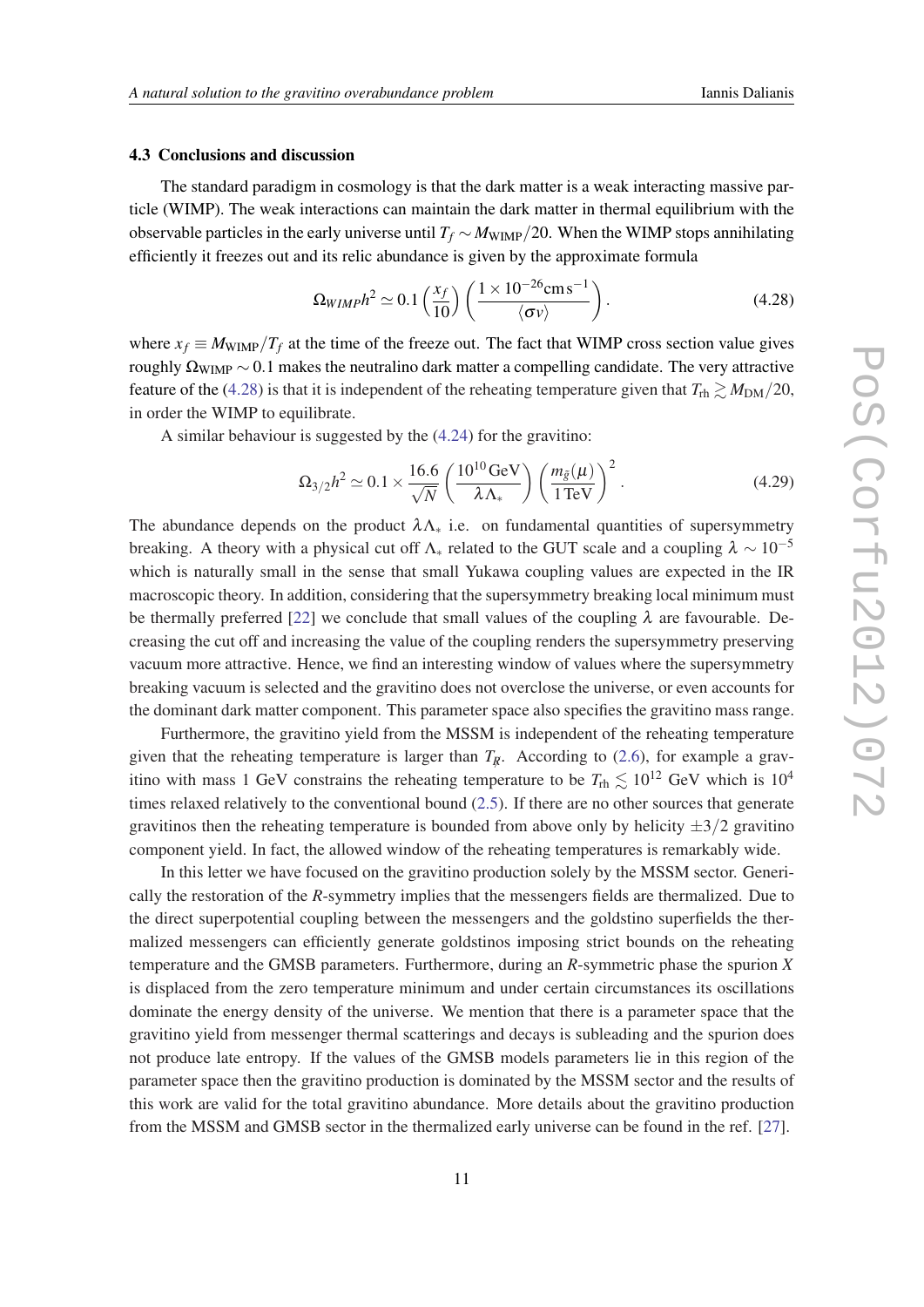### 4.3 Conclusions and discussion

The standard paradigm in cosmology is that the dark matter is a weak interacting massive particle (WIMP). The weak interactions can maintain the dark matter in thermal equilibrium with the observable particles in the early universe until $T_f \sim M_{\text{WIMP}}/20$. When the WIMP stops annihilating efficiently it freezes out and its relic abundance is given by the approximate formula

$$\Omega_{WIMP}h^2 \simeq 0.1 \left(\frac{x_f}{10}\right)\left(\frac{1\times 10^{-26}\text{cm}\,\text{s}^{-1}}{\langle\sigma v\rangle}\right). \tag{4.28}$$

where $x_f \equiv M_{\text{WIMP}}/T_f$ at the time of the freeze out. The fact that WIMP cross section value gives roughly $\Omega_{\text{WIMP}} \sim 0.1$ makes the neutralino dark matter a compelling candidate. The very attractive feature of the (4.28) is that it is independent of the reheating temperature given that $T_{\text{rh}} \gtrsim M_{\text{DM}}/20$, in order the WIMP to equilibrate.

A similar behaviour is suggested by the (4.24) for the gravitino:

$$\Omega_{3/2}h^2 \simeq 0.1 \times \frac{16.6}{\sqrt{N}}\left(\frac{10^{10}\,\text{GeV}}{\lambda\Lambda_*}\right)\left(\frac{m_{\tilde{g}}(\mu)}{1\,\text{TeV}}\right)^2. \tag{4.29}$$

The abundance depends on the product $\lambda\Lambda_*$ i.e. on fundamental quantities of supersymmetry breaking. A theory with a physical cut off $\Lambda_*$ related to the GUT scale and a coupling $\lambda \sim 10^{-5}$ which is naturally small in the sense that small Yukawa coupling values are expected in the IR macroscopic theory. In addition, considering that the supersymmetry breaking local minimum must be thermally preferred [22] we conclude that small values of the coupling $\lambda$ are favourable. Decreasing the cut off and increasing the value of the coupling renders the supersymmetry preserving vacuum more attractive. Hence, we find an interesting window of values where the supersymmetry breaking vacuum is selected and the gravitino does not overclose the universe, or even accounts for the dominant dark matter component. This parameter space also specifies the gravitino mass range.

Furthermore, the gravitino yield from the MSSM is independent of the reheating temperature given that the reheating temperature is larger than $T_{\not{R}}$. According to (2.6), for example a gravitino with mass 1 GeV constrains the reheating temperature to be $T_{\text{rh}} \lesssim 10^{12}$ GeV which is $10^4$ times relaxed relatively to the conventional bound (2.5). If there are no other sources that generate gravitinos then the reheating temperature is bounded from above only by helicity $\pm 3/2$ gravitino component yield. In fact, the allowed window of the reheating temperatures is remarkably wide.

In this letter we have focused on the gravitino production solely by the MSSM sector. Generically the restoration of the *R*-symmetry implies that the messengers fields are thermalized. Due to the direct superpotential coupling between the messengers and the goldstino superfields the thermalized messengers can efficiently generate goldstinos imposing strict bounds on the reheating temperature and the GMSB parameters. Furthermore, during an *R*-symmetric phase the spurion $X$ is displaced from the zero temperature minimum and under certain circumstances its oscillations dominate the energy density of the universe. We mention that there is a parameter space that the gravitino yield from messenger thermal scatterings and decays is subleading and the spurion does not produce late entropy. If the values of the GMSB models parameters lie in this region of the parameter space then the gravitino production is dominated by the MSSM sector and the results of this work are valid for the total gravitino abundance. More details about the gravitino production from the MSSM and GMSB sector in the thermalized early universe can be found in the ref. [27].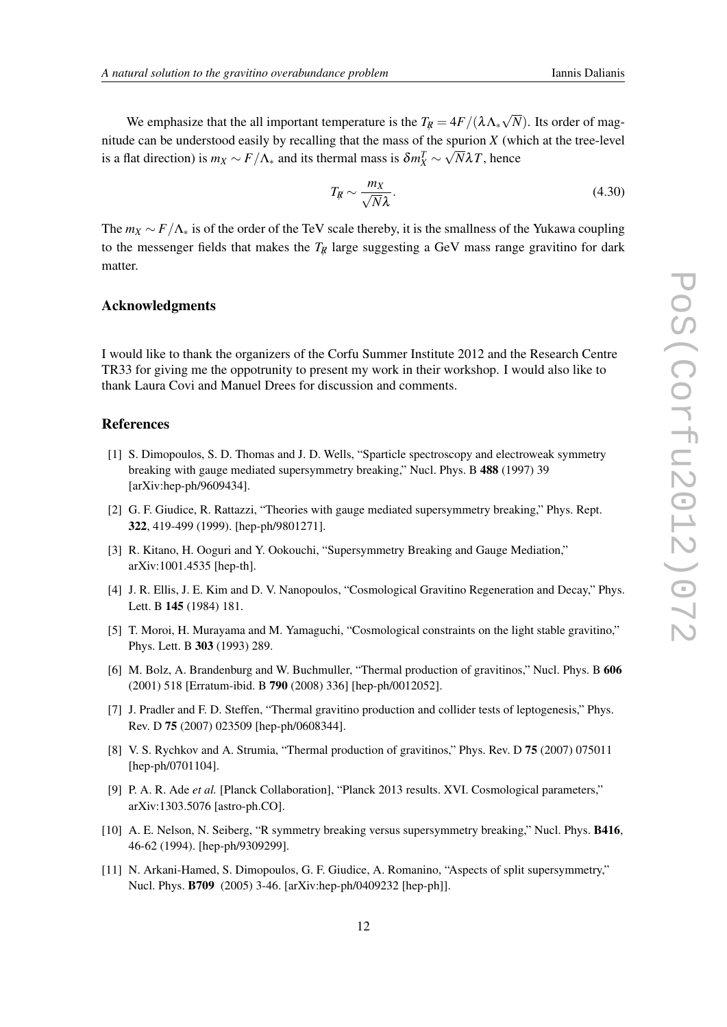We emphasize that the all important temperature is the $T_{\not R} = 4F/(\lambda\Lambda_*\sqrt{N})$. Its order of magnitude can be understood easily by recalling that the mass of the spurion $X$ (which at the tree-level is a flat direction) is $m_X \sim F/\Lambda_*$ and its thermal mass is $\delta m_X^T \sim \sqrt{N}\lambda T$, hence

$$T_{\not R} \sim \frac{m_X}{\sqrt{N}\lambda}. \tag{4.30}$$

The $m_X \sim F/\Lambda_*$ is of the order of the TeV scale thereby, it is the smallness of the Yukawa coupling to the messenger fields that makes the $T_{\not R}$ large suggesting a GeV mass range gravitino for dark matter.

### Acknowledgments

I would like to thank the organizers of the Corfu Summer Institute 2012 and the Research Centre TR33 for giving me the oppotrunity to present my work in their workshop. I would also like to thank Laura Covi and Manuel Drees for discussion and comments.

### References

[1] S. Dimopoulos, S. D. Thomas and J. D. Wells, "Sparticle spectroscopy and electroweak symmetry breaking with gauge mediated supersymmetry breaking," Nucl. Phys. B **488** (1997) 39 [arXiv:hep-ph/9609434].

[2] G. F. Giudice, R. Rattazzi, "Theories with gauge mediated supersymmetry breaking," Phys. Rept. **322**, 419-499 (1999). [hep-ph/9801271].

[3] R. Kitano, H. Ooguri and Y. Ookouchi, "Supersymmetry Breaking and Gauge Mediation," arXiv:1001.4535 [hep-th].

[4] J. R. Ellis, J. E. Kim and D. V. Nanopoulos, "Cosmological Gravitino Regeneration and Decay," Phys. Lett. B **145** (1984) 181.

[5] T. Moroi, H. Murayama and M. Yamaguchi, "Cosmological constraints on the light stable gravitino," Phys. Lett. B **303** (1993) 289.

[6] M. Bolz, A. Brandenburg and W. Buchmuller, "Thermal production of gravitinos," Nucl. Phys. B **606** (2001) 518 [Erratum-ibid. B **790** (2008) 336] [hep-ph/0012052].

[7] J. Pradler and F. D. Steffen, "Thermal gravitino production and collider tests of leptogenesis," Phys. Rev. D **75** (2007) 023509 [hep-ph/0608344].

[8] V. S. Rychkov and A. Strumia, "Thermal production of gravitinos," Phys. Rev. D **75** (2007) 075011 [hep-ph/0701104].

[9] P. A. R. Ade *et al.* [Planck Collaboration], "Planck 2013 results. XVI. Cosmological parameters," arXiv:1303.5076 [astro-ph.CO].

[10] A. E. Nelson, N. Seiberg, "R symmetry breaking versus supersymmetry breaking," Nucl. Phys. **B416**, 46-62 (1994). [hep-ph/9309299].

[11] N. Arkani-Hamed, S. Dimopoulos, G. F. Giudice, A. Romanino, "Aspects of split supersymmetry," Nucl. Phys. **B709** (2005) 3-46. [arXiv:hep-ph/0409232 [hep-ph]].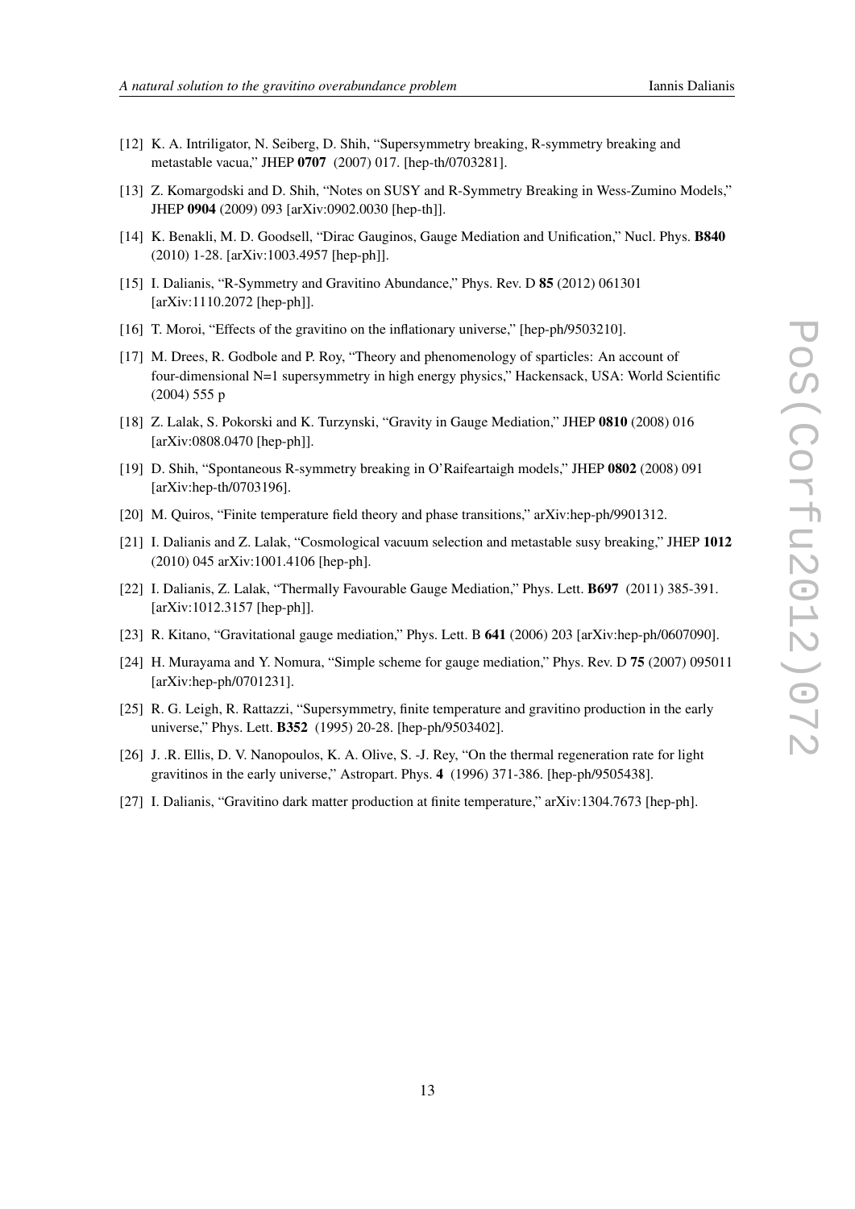[12] K. A. Intriligator, N. Seiberg, D. Shih, "Supersymmetry breaking, R-symmetry breaking and metastable vacua," JHEP **0707** (2007) 017. [hep-th/0703281].

[13] Z. Komargodski and D. Shih, "Notes on SUSY and R-Symmetry Breaking in Wess-Zumino Models," JHEP **0904** (2009) 093 [arXiv:0902.0030 [hep-th]].

[14] K. Benakli, M. D. Goodsell, "Dirac Gauginos, Gauge Mediation and Unification," Nucl. Phys. **B840** (2010) 1-28. [arXiv:1003.4957 [hep-ph]].

[15] I. Dalianis, "R-Symmetry and Gravitino Abundance," Phys. Rev. D **85** (2012) 061301 [arXiv:1110.2072 [hep-ph]].

[16] T. Moroi, "Effects of the gravitino on the inflationary universe," [hep-ph/9503210].

[17] M. Drees, R. Godbole and P. Roy, "Theory and phenomenology of sparticles: An account of four-dimensional N=1 supersymmetry in high energy physics," Hackensack, USA: World Scientific (2004) 555 p

[18] Z. Lalak, S. Pokorski and K. Turzynski, "Gravity in Gauge Mediation," JHEP **0810** (2008) 016 [arXiv:0808.0470 [hep-ph]].

[19] D. Shih, "Spontaneous R-symmetry breaking in O'Raifeartaigh models," JHEP **0802** (2008) 091 [arXiv:hep-th/0703196].

[20] M. Quiros, "Finite temperature field theory and phase transitions," arXiv:hep-ph/9901312.

[21] I. Dalianis and Z. Lalak, "Cosmological vacuum selection and metastable susy breaking," JHEP **1012** (2010) 045 arXiv:1001.4106 [hep-ph].

[22] I. Dalianis, Z. Lalak, "Thermally Favourable Gauge Mediation," Phys. Lett. **B697** (2011) 385-391. [arXiv:1012.3157 [hep-ph]].

[23] R. Kitano, "Gravitational gauge mediation," Phys. Lett. B **641** (2006) 203 [arXiv:hep-ph/0607090].

[24] H. Murayama and Y. Nomura, "Simple scheme for gauge mediation," Phys. Rev. D **75** (2007) 095011 [arXiv:hep-ph/0701231].

[25] R. G. Leigh, R. Rattazzi, "Supersymmetry, finite temperature and gravitino production in the early universe," Phys. Lett. **B352** (1995) 20-28. [hep-ph/9503402].

[26] J. .R. Ellis, D. V. Nanopoulos, K. A. Olive, S. -J. Rey, "On the thermal regeneration rate for light gravitinos in the early universe," Astropart. Phys. **4** (1996) 371-386. [hep-ph/9505438].

[27] I. Dalianis, "Gravitino dark matter production at finite temperature," arXiv:1304.7673 [hep-ph].